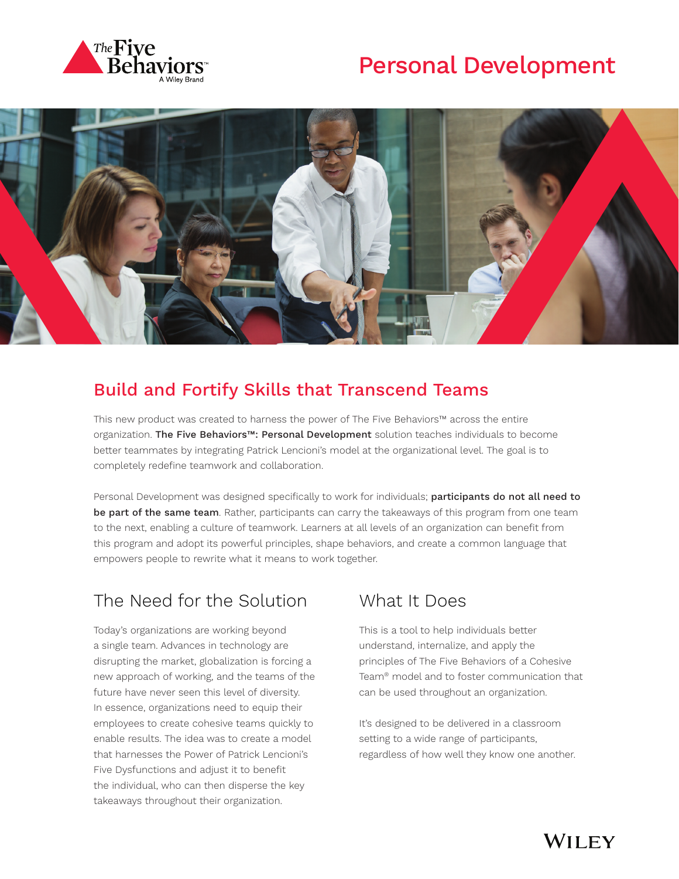# Personal Development

## Build and Fortify Skills that Transcend Teams

This new product was created to harness the power of The Five Behaviors™ across the entire organization. **The Five Behaviors™: Personal Development** solution teaches individuals to become better teammates by integrating Patrick Lencioni's model at the organizational level. The goal is to completely redefine teamwork and collaboration.

Personal Development was designed specifically to work for individuals; **participants do not all need to be part of the same team**. Rather, participants can carry the takeaways of this program from one team to the next, enabling a culture of teamwork. Learners at all levels of an organization can benefit from this program and adopt its powerful principles, shape behaviors, and create a common language that empowers people to rewrite what it means to work together.

## The Need for the Solution

Today's organizations are working beyond a single team. Advances in technology are disrupting the market, globalization is forcing a new approach of working, and the teams of the future have never seen this level of diversity. In essence, organizations need to equip their employees to create cohesive teams quickly to enable results. The idea was to create a model that harnesses the Power of Patrick Lencioni's Five Dysfunctions and adjust it to benefit the individual, who can then disperse the key takeaways throughout their organization.

## What It Does

This is a tool to help individuals better understand, internalize, and apply the principles of The Five Behaviors of a Cohesive Team® model and to foster communication that can be used throughout an organization.

It's designed to be delivered in a classroom setting to a wide range of participants, regardless of how well they know one another.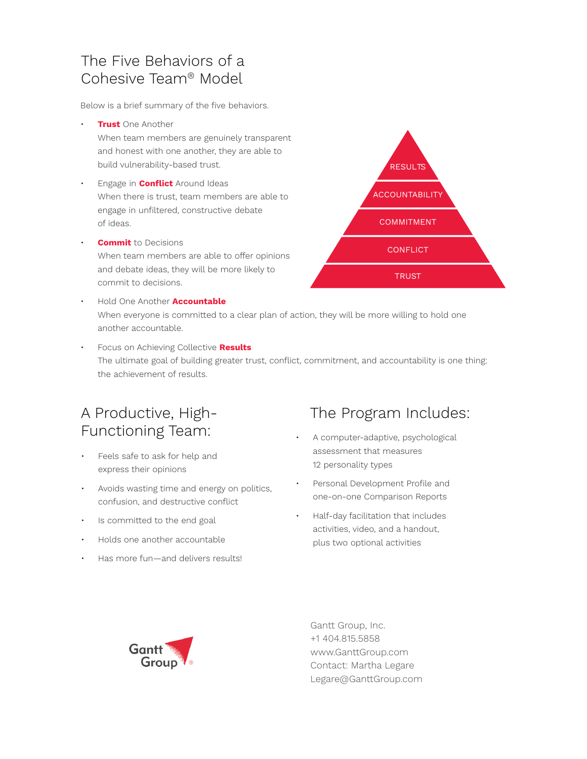# The Five Behaviors of a Cohesive Team® Model

Below is a brief summary of the five behaviors.

- **Trust** One Another
  When team members are genuinely transparent and honest with one another, they are able to build vulnerability-based trust.
- Engage in **Conflict** Around Ideas
  When there is trust, team members are able to engage in unfiltered, constructive debate of ideas.
- **Commit** to Decisions
  When team members are able to offer opinions and debate ideas, they will be more likely to commit to decisions.
- Hold One Another **Accountable**
  When everyone is committed to a clear plan of action, they will be more willing to hold one another accountable.
- Focus on Achieving Collective **Results**
  The ultimate goal of building greater trust, conflict, commitment, and accountability is one thing: the achievement of results.

RESULTS
ACCOUNTABILITY
COMMITMENT
CONFLICT
TRUST

## A Productive, High-Functioning Team:

- Feels safe to ask for help and express their opinions
- Avoids wasting time and energy on politics, confusion, and destructive conflict
- Is committed to the end goal
- Holds one another accountable
- Has more fun—and delivers results!

## The Program Includes:

- A computer-adaptive, psychological assessment that measures 12 personality types
- Personal Development Profile and one-on-one Comparison Reports
- Half-day facilitation that includes activities, video, and a handout, plus two optional activities

Gantt Group®

Gantt Group, Inc.
+1 404.815.5858
www.GanttGroup.com
Contact: Martha Legare
Legare@GanttGroup.com